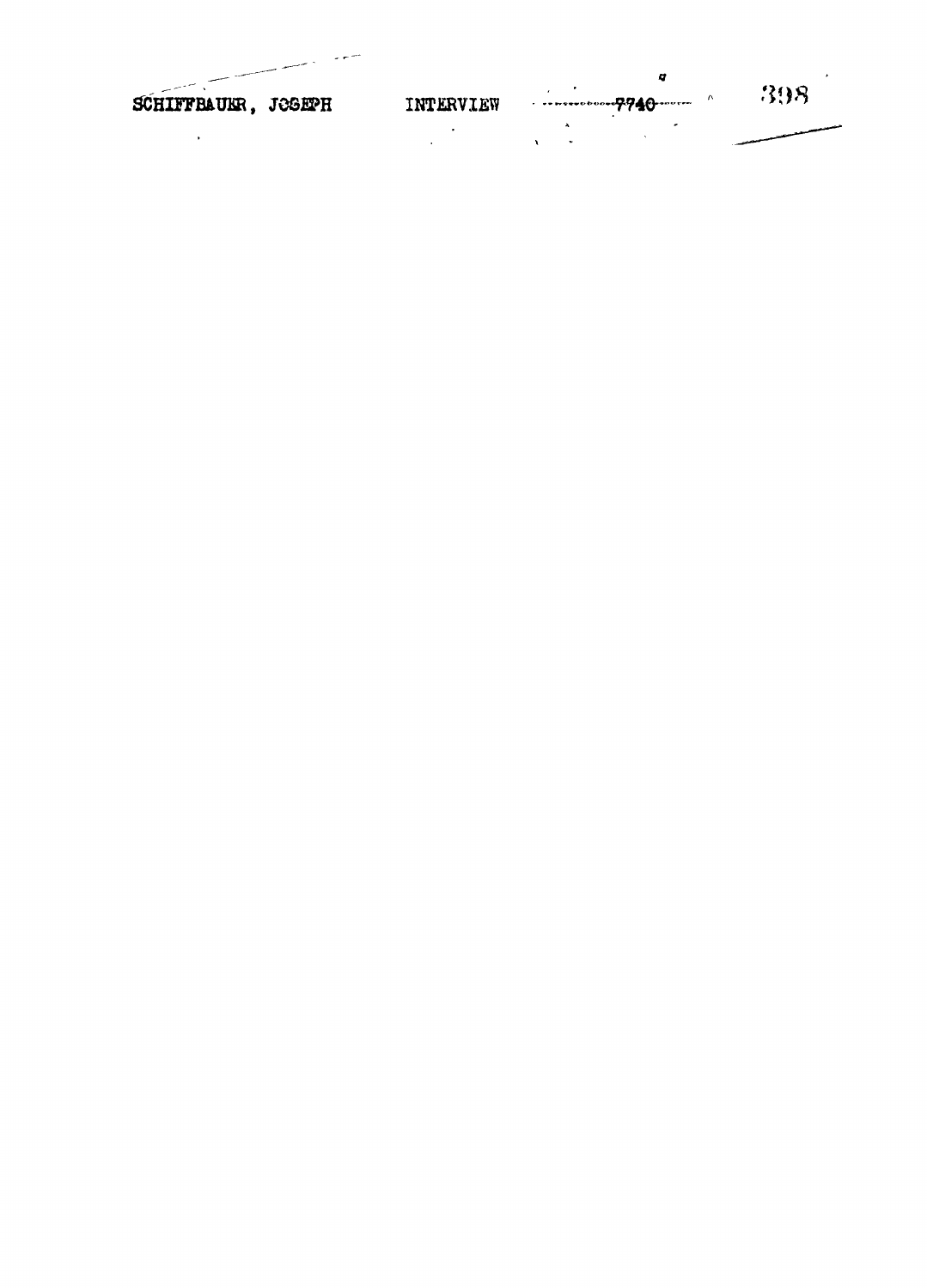SCHIFFBAUER, JOSEPH INTERVIEW 7740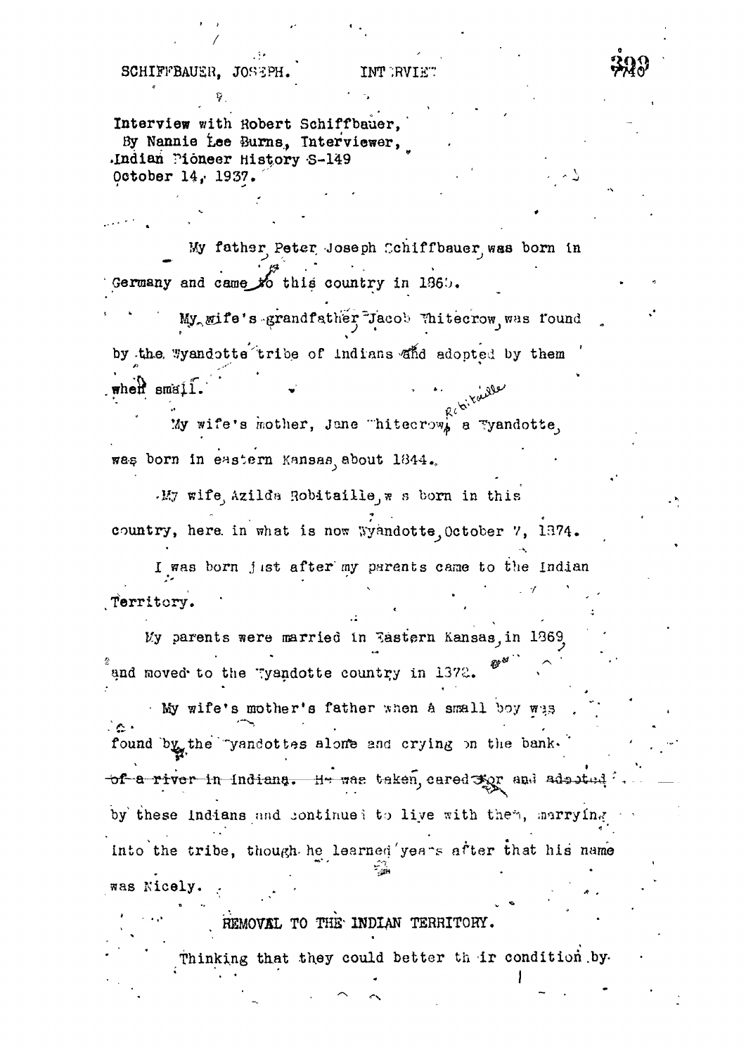Interview with Robert Schiffbauer,
By Nannie Lee Burns, Interviewer,
Indian Pioneer History S-149
October 14, 1937.

My father, Peter Joseph Schiffbauer, was born in Germany and came to this country in 1860.

My wife's grandfather Jacob Whitecrow, was found by the Wyandotte tribe of Indians and adopted by them when small.

My wife's mother, Jane Whitecrow Robitaille, a Wyandotte, was born in eastern Kansas, about 1844.

My wife, Azilda Robitaille, was born in this country, here in what is now Wyandotte, October 7, 1874.

I was born just after my parents came to the Indian Territory.

My parents were married in Eastern Kansas, in 1869, and moved to the Wyandotte country in 1872.

My wife's mother's father when a small boy was found by the Wyandottes alone and crying on the bank ~~of a river in Indiana. He was taken, cared for and adopted~~ by these Indians and continued to live with them, marrying into the tribe, though he learned years after that his name was Nicely.

## REMOVAL TO THE INDIAN TERRITORY.

Thinking that they could better their condition by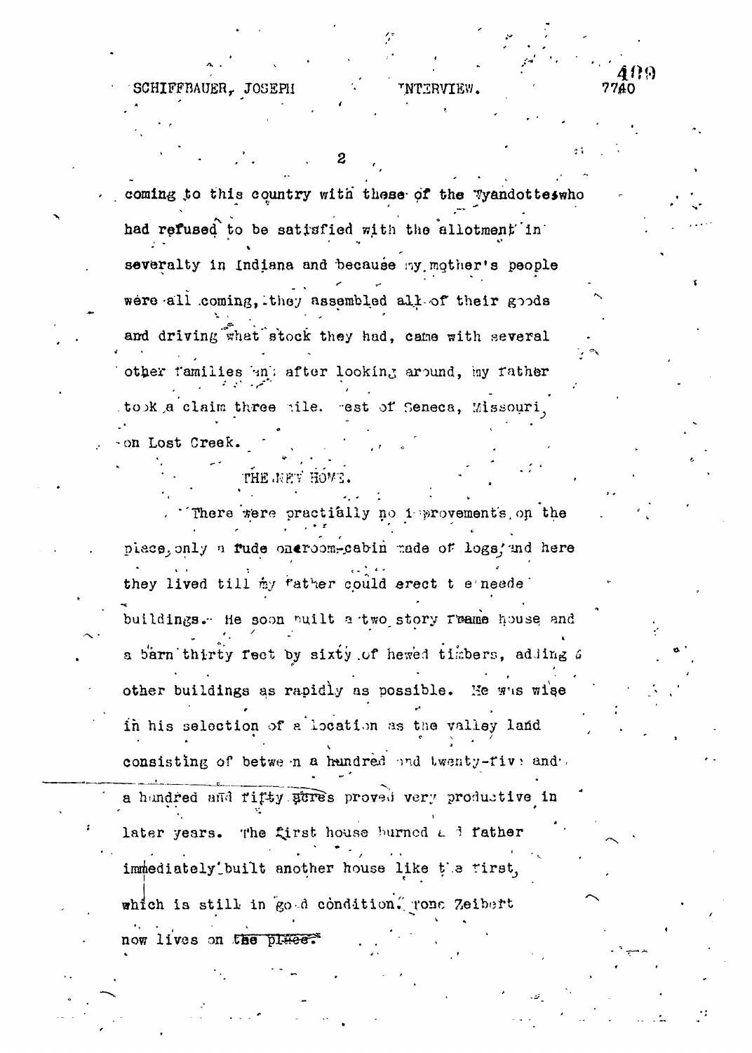coming to this country with those of the Wyandottes who had refused to be satisfied with the allotment in severalty in Indiana and because my mother's people were all coming, they assembled all of their goods and driving what stock they had, came with several other families and after looking around, my father took a claim three mile. west of Seneca, Missouri, on Lost Creek.

THE NEW HOME.

There were practically no improvements on the piece, only a rude one-room-cabin made of logs, and here they lived till my father could erect the needed buildings. He soon built a two story frame house and a barn thirty feet by sixty of hewed timbers, adding other buildings as rapidly as possible. He was wise in his selection of a location as the valley land consisting of between a hundred and twenty-five and a hundred and fifty acres proved very productive in later years. The first house burned and father immediately built another house like the first, which is still in good condition. Tone Zeibert now lives on the place.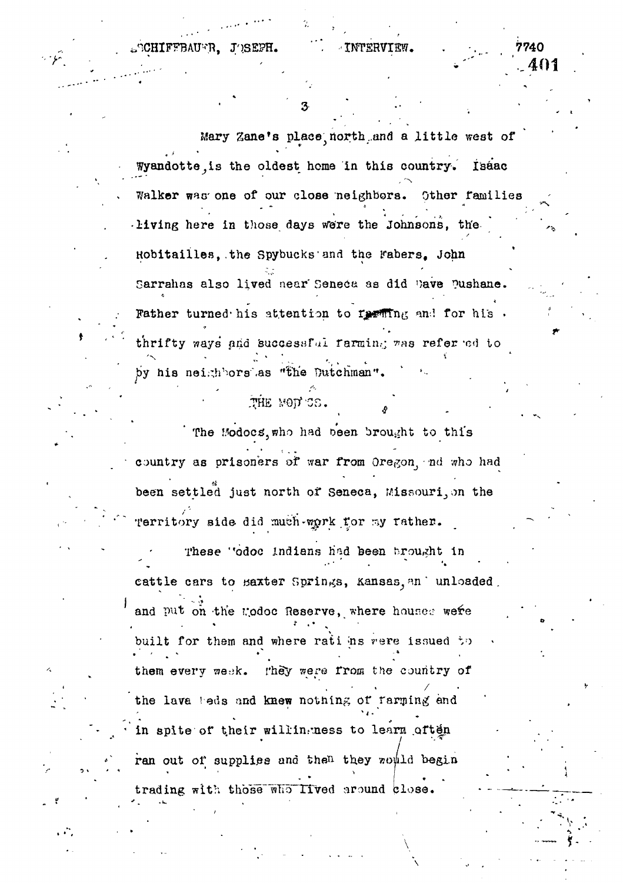Mary Zane's place, north and a little west of Wyandotte, is the oldest home in this country. Isaac Walker was one of our close neighbors. Other families living here in those days were the Johnsons, the Robitailles, the Spybucks and the Fabers. John Sarrahas also lived near Seneca as did Dave Dushane. Father turned his attention to farming and for his thrifty ways and successful farming was referred to by his neighbors as "the Dutchman".

## THE MODOCS.

The Modocs, who had been brought to this country as prisoners of war from Oregon, and who had been settled just north of Seneca, Missouri, on the Territory side did much work for my father.

These Modoc Indians had been brought in cattle cars to Baxter Springs, Kansas, and unloaded and put on the Modoc Reserve, where houses were built for them and where rations were issued to them every week. They were from the country of the lava beds and knew nothing of farming and in spite of their willingness to learn often ran out of supplies and then they would begin trading with those who lived around close.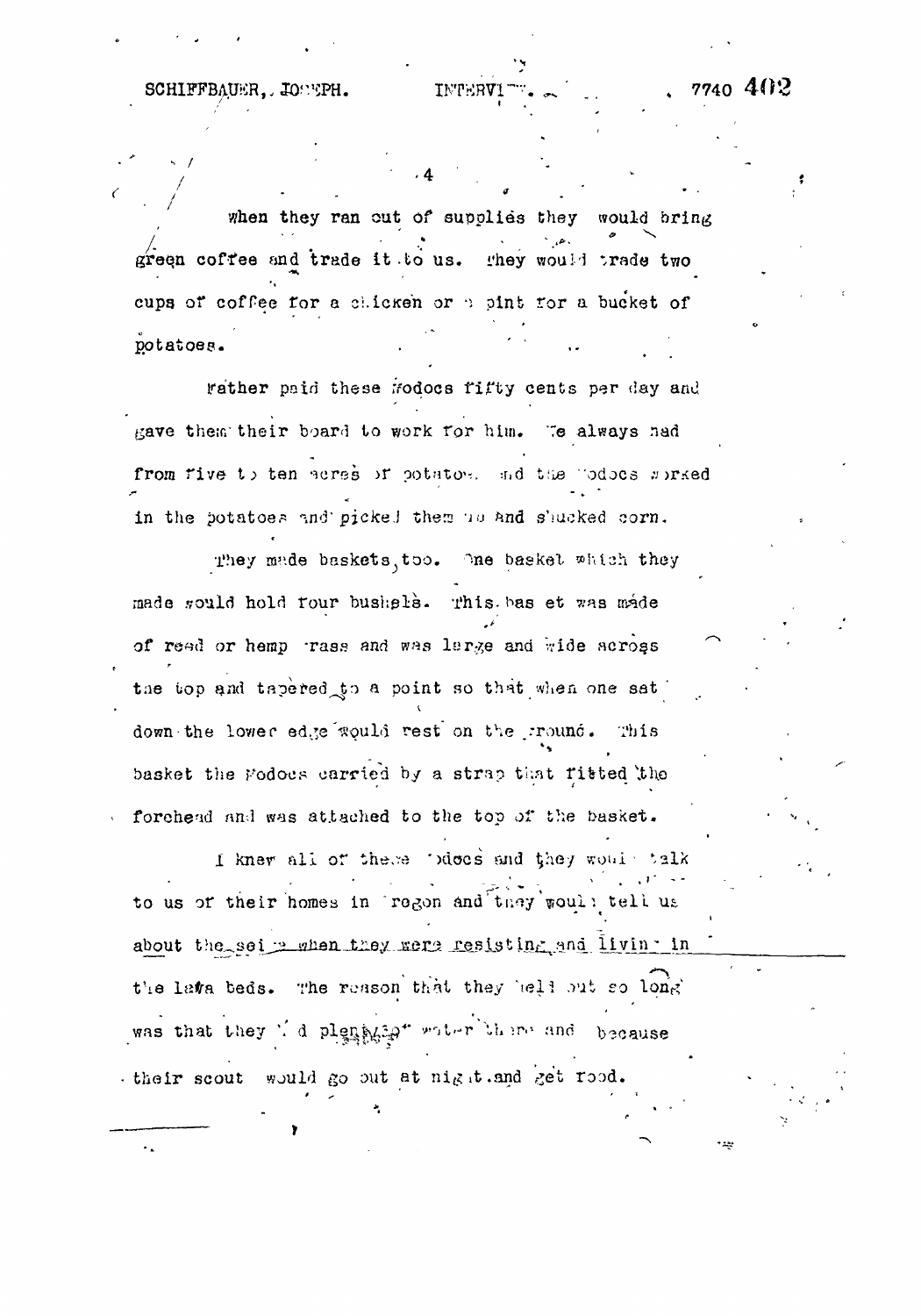when they ran out of supplies they would bring green coffee and trade it to us. They would trade two cups of coffee for a chicken or a pint for a bucket of potatoes.

Father paid these Modocs fifty cents per day and gave them their board to work for him. We always had from five to ten acres of potatoes and the Modocs worked in the potatoes and picked them up and shucked corn.

They made baskets, too. One basket which they made would hold four bushels. This basket was made of reed or hemp grass and was large and wide across the top and tapered to a point so that when one sat down the lower edge would rest on the ground. This basket the Modocs carried by a strap that fitted the forehead and was attached to the top of the basket.

I knew all of these Modocs and they would talk to us of their homes in Oregon and they would tell us about the seige when they were resisting and living in the lava beds. The reason that they held out so long was that they had plenty of water there and because their scout would go out at night and get food.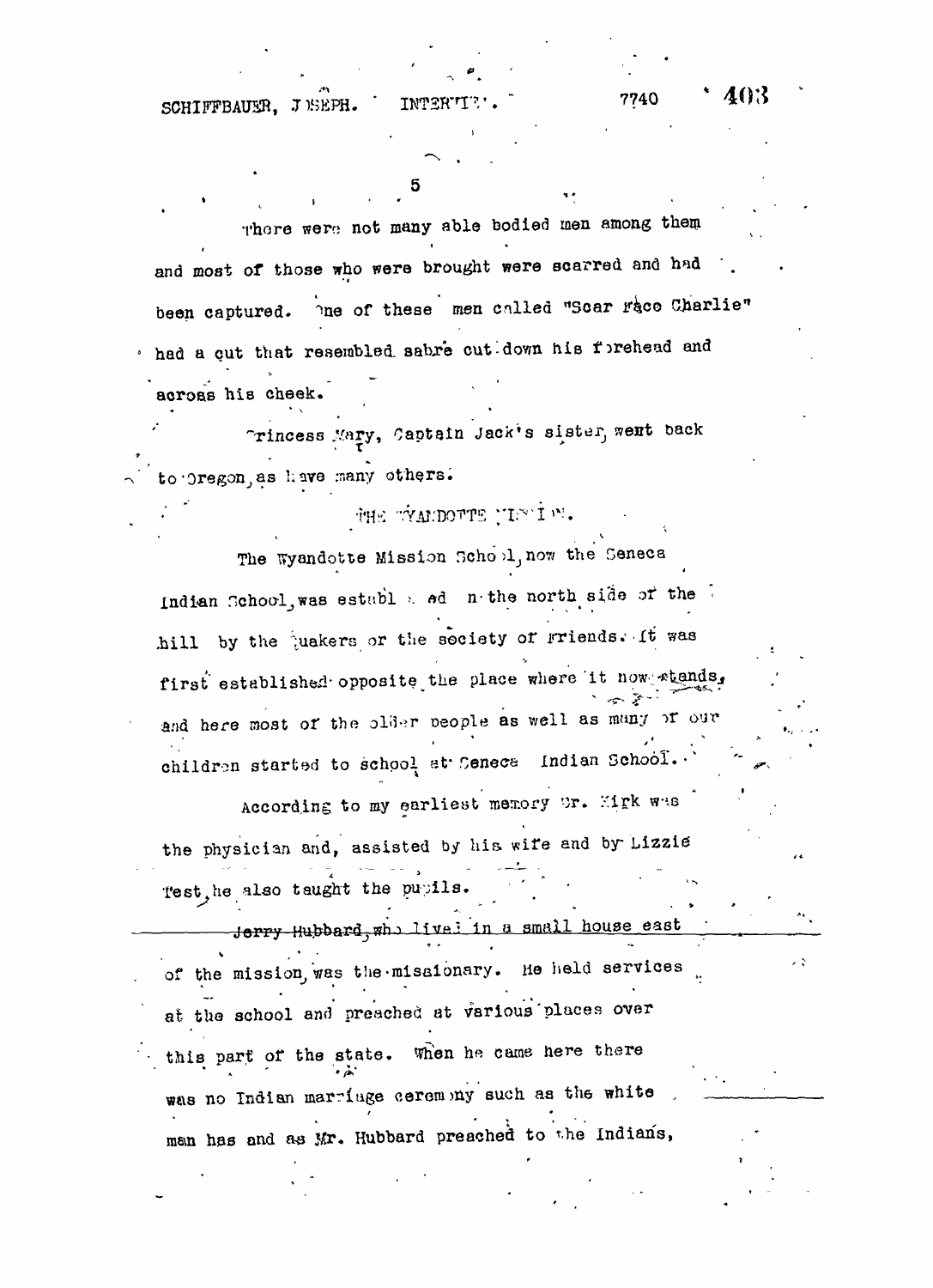There were not many able bodied men among them and most of those who were brought were scarred and had been captured. One of these men called "Scar Face Charlie" had a cut that resembled sabre cut down his forehead and across his cheek.

Princess Mary, Captain Jack's sister, went back to Oregon, as have many others.

THE WYANDOTTE MISSION.

The Wyandotte Mission School, now the Seneca Indian School, was established on the north side of the hill by the Quakers or the Society of Friends. It was first established opposite the place where it now stands, and here most of the older people as well as many of our children started to school at Seneca Indian School.

According to my earliest memory Dr. Kirk was the physician and, assisted by his wife and by Lizzie Test, he also taught the pupils.

Jerry Hubbard, who lived in a small house east of the mission, was the missionary. He held services at the school and preached at various places over this part of the state. When he came here there was no Indian marriage ceremony such as the white man has and as Mr. Hubbard preached to the Indians,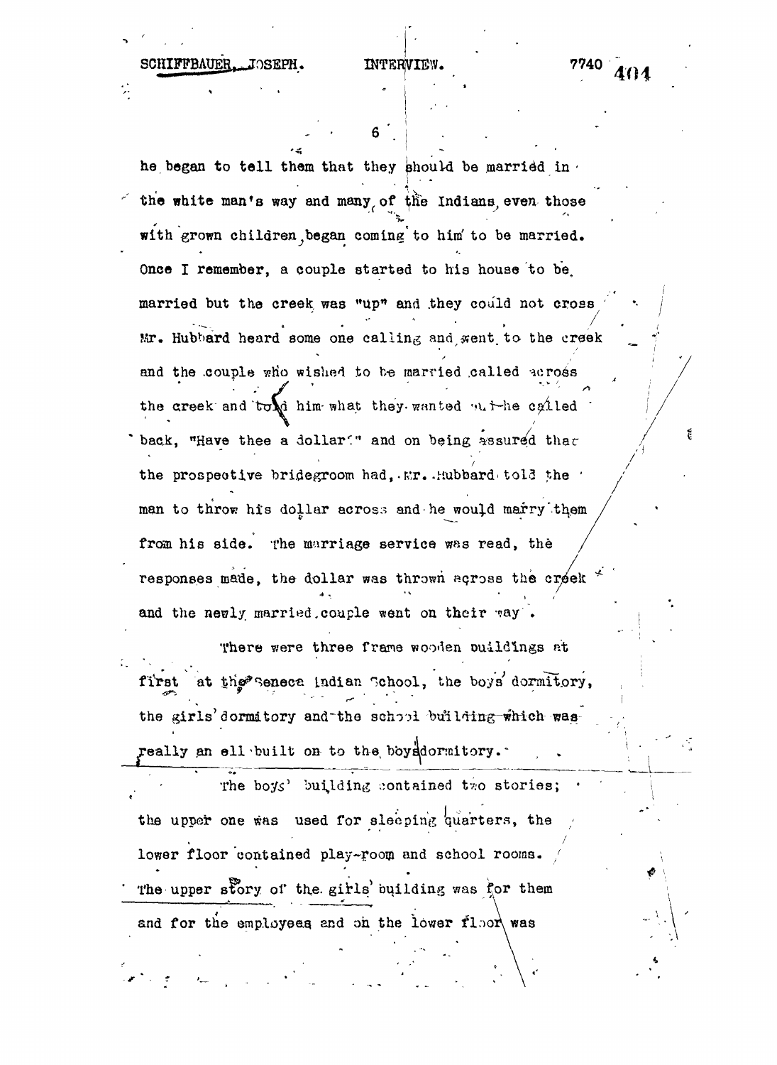he began to tell them that they should be married in the white man's way and many of the Indians, even those with grown children, began coming to him to be married. Once I remember, a couple started to his house to be married but the creek was "up" and they could not cross Mr. Hubbard heard some one calling and went to the creek and the couple who wished to be married called across the creek and told him what they wanted but he called back, "Have thee a dollar?" and on being assured that the prospective bridegroom had, Mr. Hubbard told the man to throw his dollar across and he would marry them from his side. The marriage service was read, the responses made, the dollar was thrown across the creek and the newly married couple went on their way.

There were three frame wooden buildings at first at the Seneca Indian School, the boys' dormitory, the girls' dormitory and the school building which was really an ell built on to the boys' dormitory.

The boys' building contained two stories; the upper one was used for sleeping quarters, the lower floor contained play-room and school rooms. The upper story of the girls' building was for them and for the employees and on the lower floor was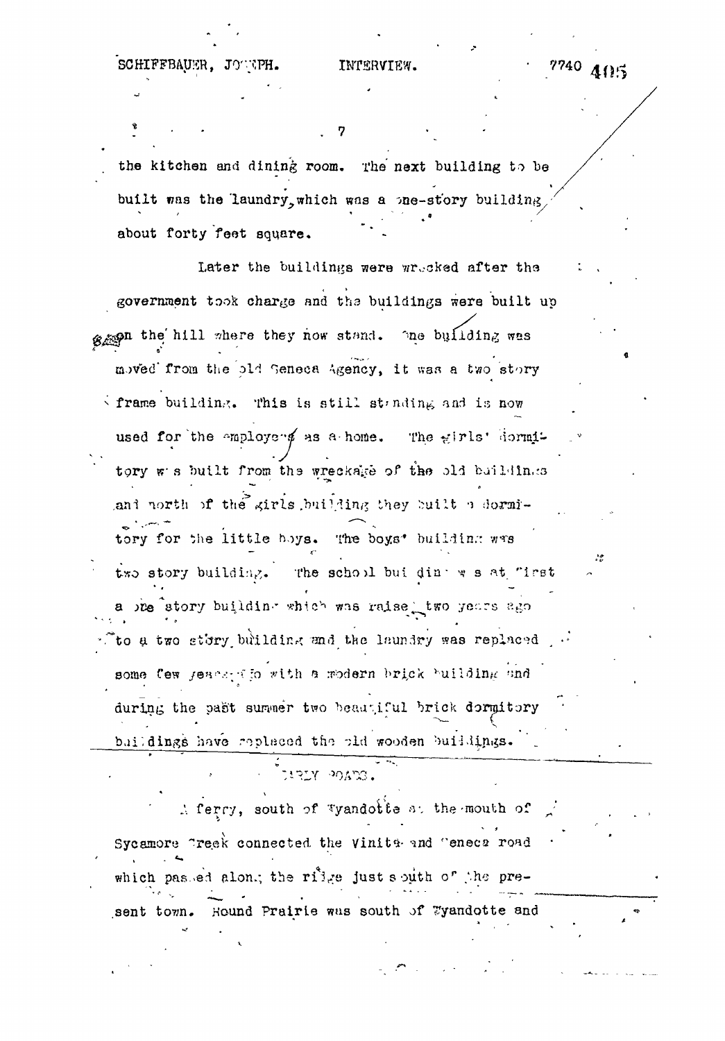the kitchen and dining room. The next building to be built was the laundry, which was a one-story building about forty feet square.

Later the buildings were wrecked after the government took charge and the buildings were built up on the hill where they now stand. One building was moved from the old Seneca Agency, it was a two story frame building. This is still standing and is now used for the employees as a home. The girls' dormitory was built from the wreckage of the old buildings and north of the girls building they built a dormitory for the little boys. The boys' building was two story building. The school building was at first a one story building which was raised two years ago to a two story building and the laundry was replaced some few years ago with a modern brick building and during the past summer two beautiful brick dormitory buildings have replaced the old wooden buildings.

EARLY ROADS.

A ferry, south of Wyandotte at the mouth of Sycamore Creek connected the Vinita and Seneca road which passed along the ridge just south of the present town. Round Prairie was south of Wyandotte and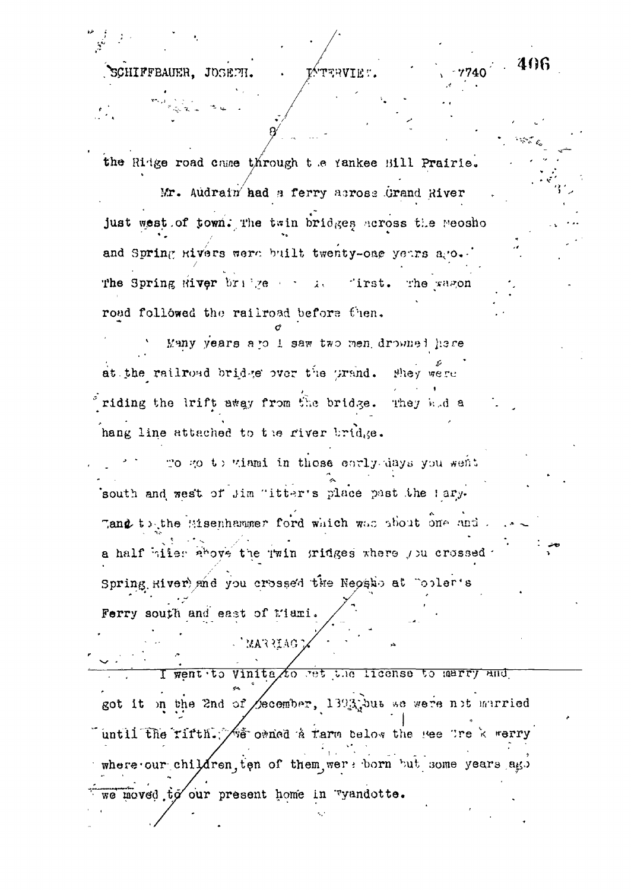the Ridge road came through the Yankee Bill Prairie.

Mr. Audrain had a ferry across Grand River just west of town. The twin bridges across the Neosho and Spring Rivers were built twenty-one years ago. The Spring River bridge was first. The wagon road followed the railroad before then.

Many years ago I saw two men drowned here at the railroad bridge over the Grand. They were riding the drift away from the bridge. They had a hang line attached to the river bridge.

To go to Miami in those early days you went south and west of Jim Ritter's place past the Mary. Land to the Eisenhammer ford which was about one and a half miles above the Twin Bridges where you crossed Spring River and you crossed the Neosho at Tooler's Ferry south and east of Miami.

MARRIAGE

I went to Vinita to get the license to marry and got it on the 2nd of December, 1893 but we were not married until the fifth. We owned a farm below the Bee Creek Ferry where our children, ten of them, were born but some years ago we moved to our present home in Wyandotte.